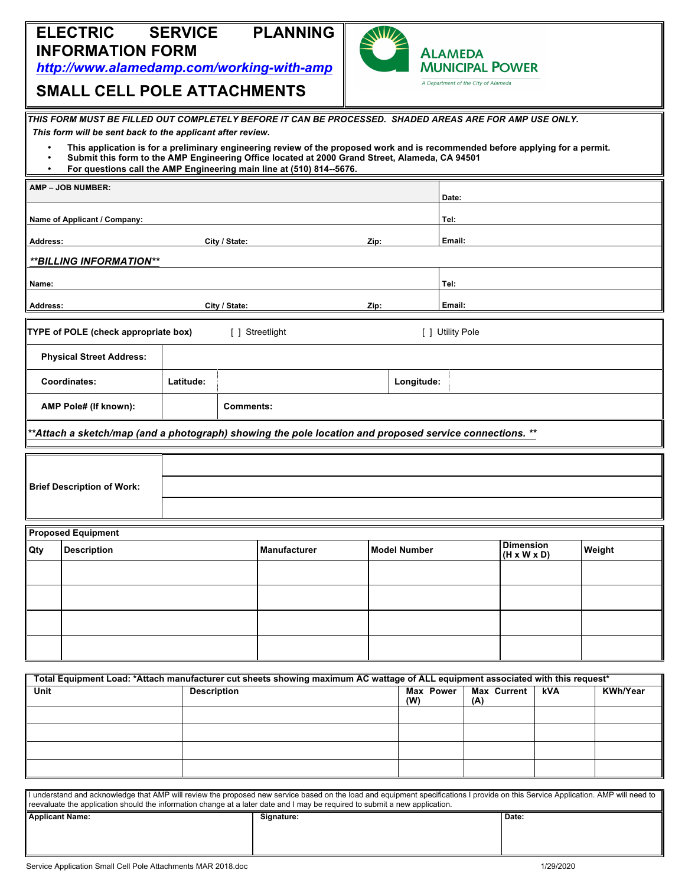# ELECTRIC SERVICE PLANNING INFORMATION FORM

***http://www.alamedamp.com/working-with-amp***

## SMALL CELL POLE ATTACHMENTS

ALAMEDA MUNICIPAL POWER

*A Department of the City of Alameda*

***THIS FORM MUST BE FILLED OUT COMPLETELY BEFORE IT CAN BE PROCESSED. SHADED AREAS ARE FOR AMP USE ONLY.***

***This form will be sent back to the applicant after review.***

- **This application is for a preliminary engineering review of the proposed work and is recommended before applying for a permit.**
- **Submit this form to the AMP Engineering Office located at 2000 Grand Street, Alameda, CA 94501**
- **For questions call the AMP Engineering main line at (510) 814--5676.**

| | | | |
|---|---|---|---|
| **AMP – JOB NUMBER:** | | | **Date:** |
| **Name of Applicant / Company:** | | | **Tel:** |
| **Address:** | **City / State:** | **Zip:** | **Email:** |
| ***\*\*BILLING INFORMATION\*\**** | | | |
| **Name:** | | | **Tel:** |
| **Address:** | **City / State:** | **Zip:** | **Email:** |

| | | | |
|---|---|---|---|
| **TYPE of POLE (check appropriate box)** | [ ] Streetlight | | [ ] Utility Pole |
| **Physical Street Address:** | | | |
| **Coordinates:** | **Latitude:** | | **Longitude:** |
| **AMP Pole# (If known):** | | **Comments:** | |

***\*\*Attach a sketch/map (and a photograph) showing the pole location and proposed service connections. \*\****

| | |
|---|---|
| **Brief Description of Work:** | |

**Proposed Equipment**

| Qty | Description | Manufacturer | Model Number | Dimension (H x W x D) | Weight |
|---|---|---|---|---|---|
| | | | | | |
| | | | | | |
| | | | | | |
| | | | | | |

**Total Equipment Load: \*Attach manufacturer cut sheets showing maximum AC wattage of ALL equipment associated with this request\***

| Unit | Description | Max Power (W) | Max Current (A) | kVA | KWh/Year |
|---|---|---|---|---|---|
| | | | | | |
| | | | | | |
| | | | | | |
| | | | | | |

I understand and acknowledge that AMP will review the proposed new service based on the load and equipment specifications I provide on this Service Application. AMP will need to reevaluate the application should the information change at a later date and I may be required to submit a new application.

| Applicant Name: | Signature: | Date: |
|---|---|---|
| | | |

Service Application Small Cell Pole Attachments MAR 2018.doc 1/29/2020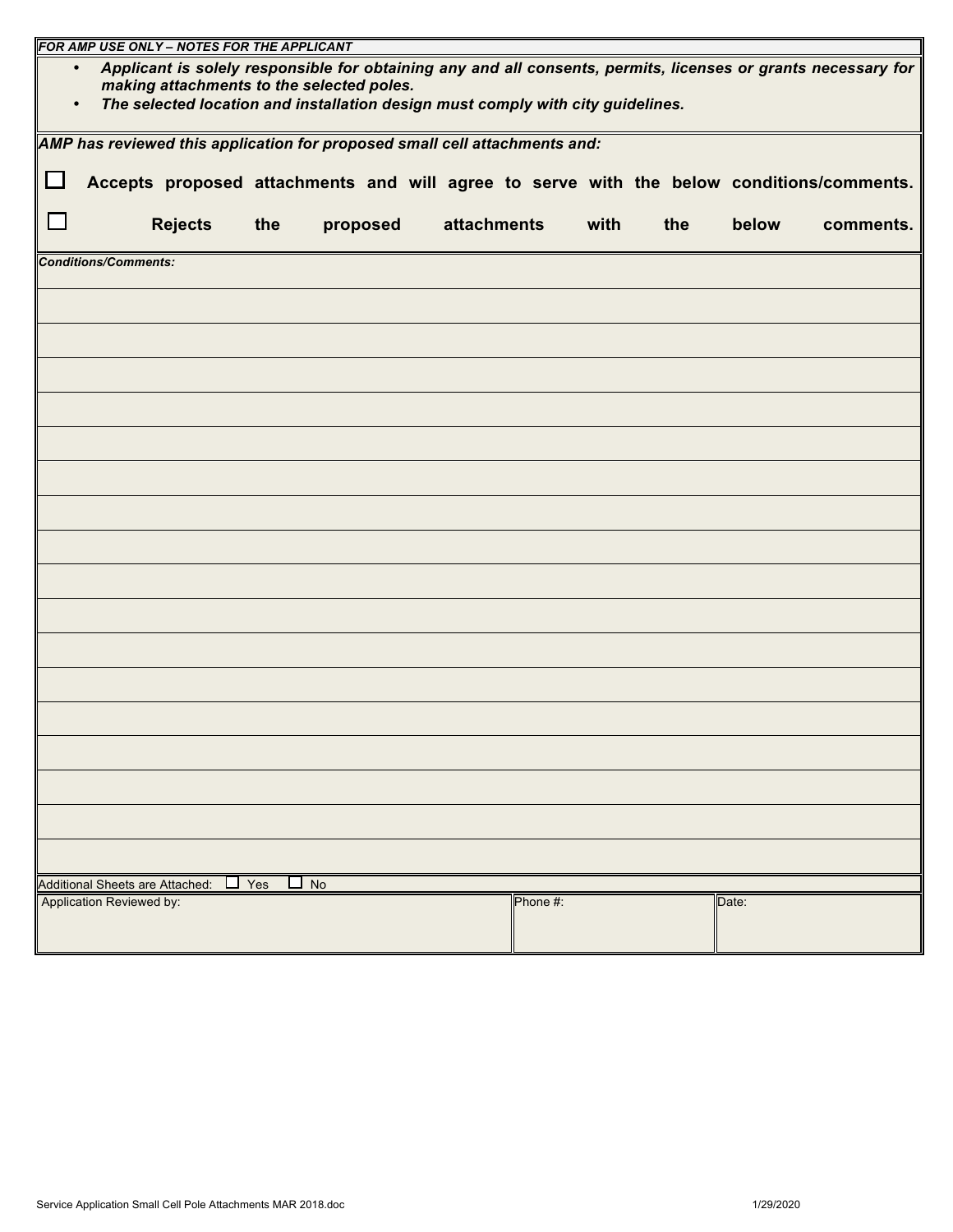***FOR AMP USE ONLY – NOTES FOR THE APPLICANT***

- ***Applicant is solely responsible for obtaining any and all consents, permits, licenses or grants necessary for making attachments to the selected poles.***
- ***The selected location and installation design must comply with city guidelines.***

***AMP has reviewed this application for proposed small cell attachments and:***

☐ **Accepts proposed attachments and will agree to serve with the below conditions/comments.**

☐ **Rejects the proposed attachments with the below comments.**

***Conditions/Comments:***

Additional Sheets are Attached: ☐ Yes ☐ No

| Application Reviewed by: | Phone #: | Date: |
|---|---|---|
| | | |

Service Application Small Cell Pole Attachments MAR 2018.doc 1/29/2020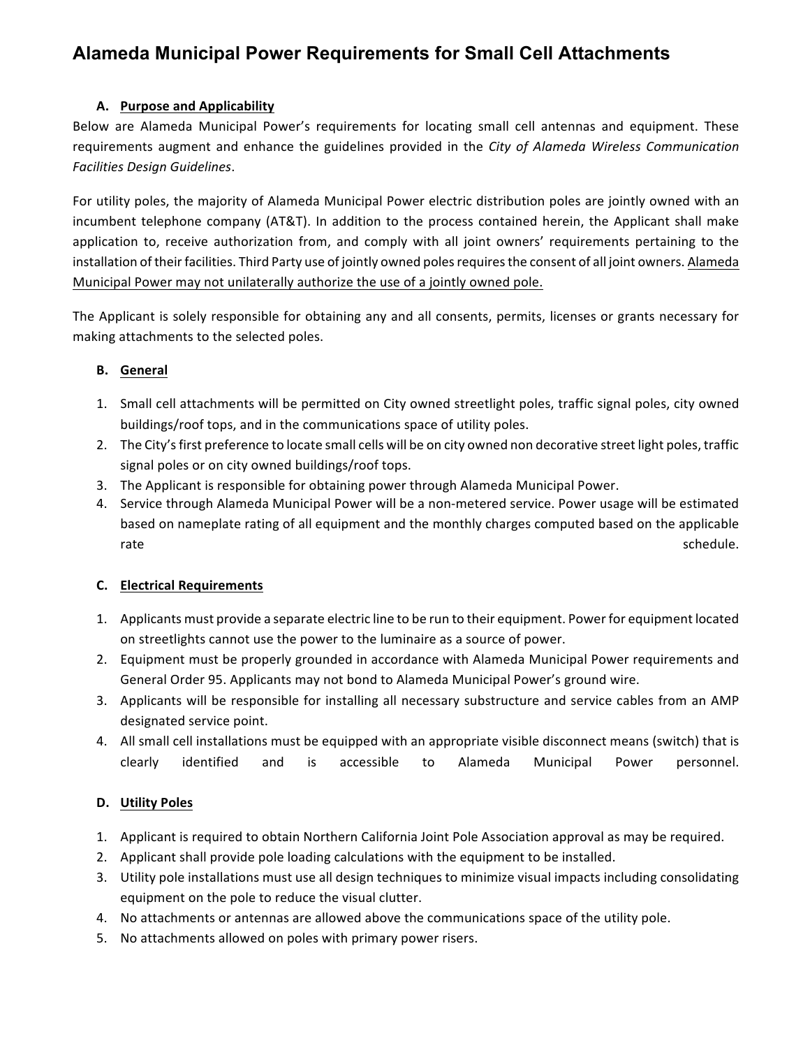# Alameda Municipal Power Requirements for Small Cell Attachments

## A. <u>Purpose and Applicability</u>

Below are Alameda Municipal Power's requirements for locating small cell antennas and equipment. These requirements augment and enhance the guidelines provided in the *City of Alameda Wireless Communication Facilities Design Guidelines*.

For utility poles, the majority of Alameda Municipal Power electric distribution poles are jointly owned with an incumbent telephone company (AT&T). In addition to the process contained herein, the Applicant shall make application to, receive authorization from, and comply with all joint owners' requirements pertaining to the installation of their facilities. Third Party use of jointly owned poles requires the consent of all joint owners. <u>Alameda Municipal Power may not unilaterally authorize the use of a jointly owned pole.</u>

The Applicant is solely responsible for obtaining any and all consents, permits, licenses or grants necessary for making attachments to the selected poles.

## B. <u>General</u>

1. Small cell attachments will be permitted on City owned streetlight poles, traffic signal poles, city owned buildings/roof tops, and in the communications space of utility poles.
2. The City's first preference to locate small cells will be on city owned non decorative street light poles, traffic signal poles or on city owned buildings/roof tops.
3. The Applicant is responsible for obtaining power through Alameda Municipal Power.
4. Service through Alameda Municipal Power will be a non-metered service. Power usage will be estimated based on nameplate rating of all equipment and the monthly charges computed based on the applicable rate schedule.

## C. <u>Electrical Requirements</u>

1. Applicants must provide a separate electric line to be run to their equipment. Power for equipment located on streetlights cannot use the power to the luminaire as a source of power.
2. Equipment must be properly grounded in accordance with Alameda Municipal Power requirements and General Order 95. Applicants may not bond to Alameda Municipal Power's ground wire.
3. Applicants will be responsible for installing all necessary substructure and service cables from an AMP designated service point.
4. All small cell installations must be equipped with an appropriate visible disconnect means (switch) that is clearly identified and is accessible to Alameda Municipal Power personnel.

## D. <u>Utility Poles</u>

1. Applicant is required to obtain Northern California Joint Pole Association approval as may be required.
2. Applicant shall provide pole loading calculations with the equipment to be installed.
3. Utility pole installations must use all design techniques to minimize visual impacts including consolidating equipment on the pole to reduce the visual clutter.
4. No attachments or antennas are allowed above the communications space of the utility pole.
5. No attachments allowed on poles with primary power risers.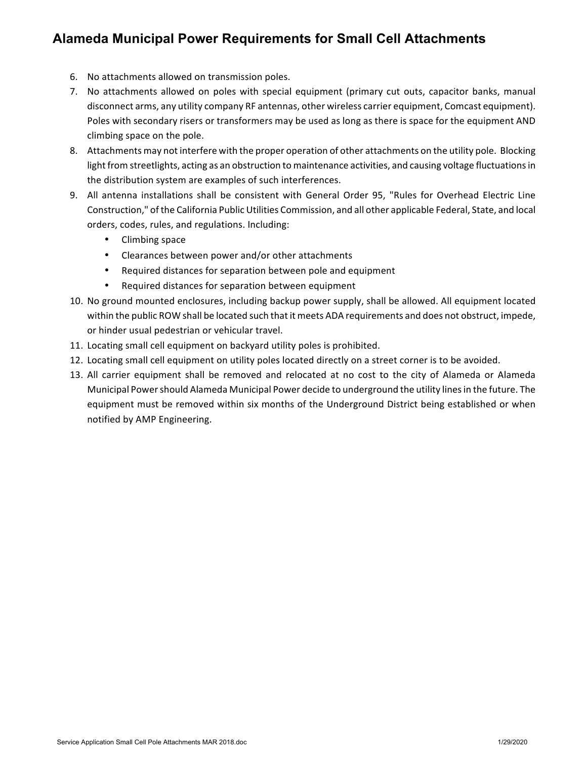## Alameda Municipal Power Requirements for Small Cell Attachments

6. No attachments allowed on transmission poles.
7. No attachments allowed on poles with special equipment (primary cut outs, capacitor banks, manual disconnect arms, any utility company RF antennas, other wireless carrier equipment, Comcast equipment). Poles with secondary risers or transformers may be used as long as there is space for the equipment AND climbing space on the pole.
8. Attachments may not interfere with the proper operation of other attachments on the utility pole. Blocking light from streetlights, acting as an obstruction to maintenance activities, and causing voltage fluctuations in the distribution system are examples of such interferences.
9. All antenna installations shall be consistent with General Order 95, "Rules for Overhead Electric Line Construction," of the California Public Utilities Commission, and all other applicable Federal, State, and local orders, codes, rules, and regulations. Including:
    - Climbing space
    - Clearances between power and/or other attachments
    - Required distances for separation between pole and equipment
    - Required distances for separation between equipment
10. No ground mounted enclosures, including backup power supply, shall be allowed. All equipment located within the public ROW shall be located such that it meets ADA requirements and does not obstruct, impede, or hinder usual pedestrian or vehicular travel.
11. Locating small cell equipment on backyard utility poles is prohibited.
12. Locating small cell equipment on utility poles located directly on a street corner is to be avoided.
13. All carrier equipment shall be removed and relocated at no cost to the city of Alameda or Alameda Municipal Power should Alameda Municipal Power decide to underground the utility lines in the future. The equipment must be removed within six months of the Underground District being established or when notified by AMP Engineering.